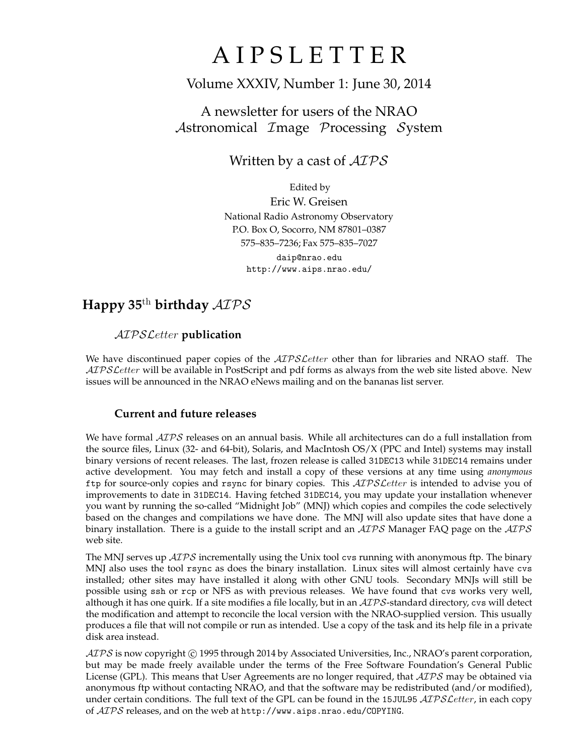# A I P S L E T T E R

Volume XXXIV, Number 1: June 30, 2014

A newsletter for users of the NRAO
*A*stronomical *I*mage *P*rocessing *S*ystem

Written by a cast of *AIPS*

Edited by
Eric W. Greisen
National Radio Astronomy Observatory
P.O. Box O, Socorro, NM 87801–0387
575–835–7236; Fax 575–835–7027

`daip@nrao.edu`
`http://www.aips.nrao.edu/`

## Happy 35th birthday *AIPS*

### *AIPSLetter* publication

We have discontinued paper copies of the *AIPSLetter* other than for libraries and NRAO staff. The *AIPSLetter* will be available in PostScript and pdf forms as always from the web site listed above. New issues will be announced in the NRAO eNews mailing and on the bananas list server.

### Current and future releases

We have formal *AIPS* releases on an annual basis. While all architectures can do a full installation from the source files, Linux (32- and 64-bit), Solaris, and MacIntosh OS/X (PPC and Intel) systems may install binary versions of recent releases. The last, frozen release is called `31DEC13` while `31DEC14` remains under active development. You may fetch and install a copy of these versions at any time using *anonymous* `ftp` for source-only copies and `rsync` for binary copies. This *AIPSLetter* is intended to advise you of improvements to date in `31DEC14`. Having fetched `31DEC14`, you may update your installation whenever you want by running the so-called "Midnight Job" (MNJ) which copies and compiles the code selectively based on the changes and compilations we have done. The MNJ will also update sites that have done a binary installation. There is a guide to the install script and an *AIPS* Manager FAQ page on the *AIPS* web site.

The MNJ serves up *AIPS* incrementally using the Unix tool `cvs` running with anonymous ftp. The binary MNJ also uses the tool `rsync` as does the binary installation. Linux sites will almost certainly have `cvs` installed; other sites may have installed it along with other GNU tools. Secondary MNJs will still be possible using `ssh` or `rcp` or NFS as with previous releases. We have found that `cvs` works very well, although it has one quirk. If a site modifies a file locally, but in an *AIPS*-standard directory, `cvs` will detect the modification and attempt to reconcile the local version with the NRAO-supplied version. This usually produces a file that will not compile or run as intended. Use a copy of the task and its help file in a private disk area instead.

*AIPS* is now copyright © 1995 through 2014 by Associated Universities, Inc., NRAO's parent corporation, but may be made freely available under the terms of the Free Software Foundation's General Public License (GPL). This means that User Agreements are no longer required, that *AIPS* may be obtained via anonymous ftp without contacting NRAO, and that the software may be redistributed (and/or modified), under certain conditions. The full text of the GPL can be found in the `15JUL95` *AIPSLetter*, in each copy of *AIPS* releases, and on the web at `http://www.aips.nrao.edu/COPYING`.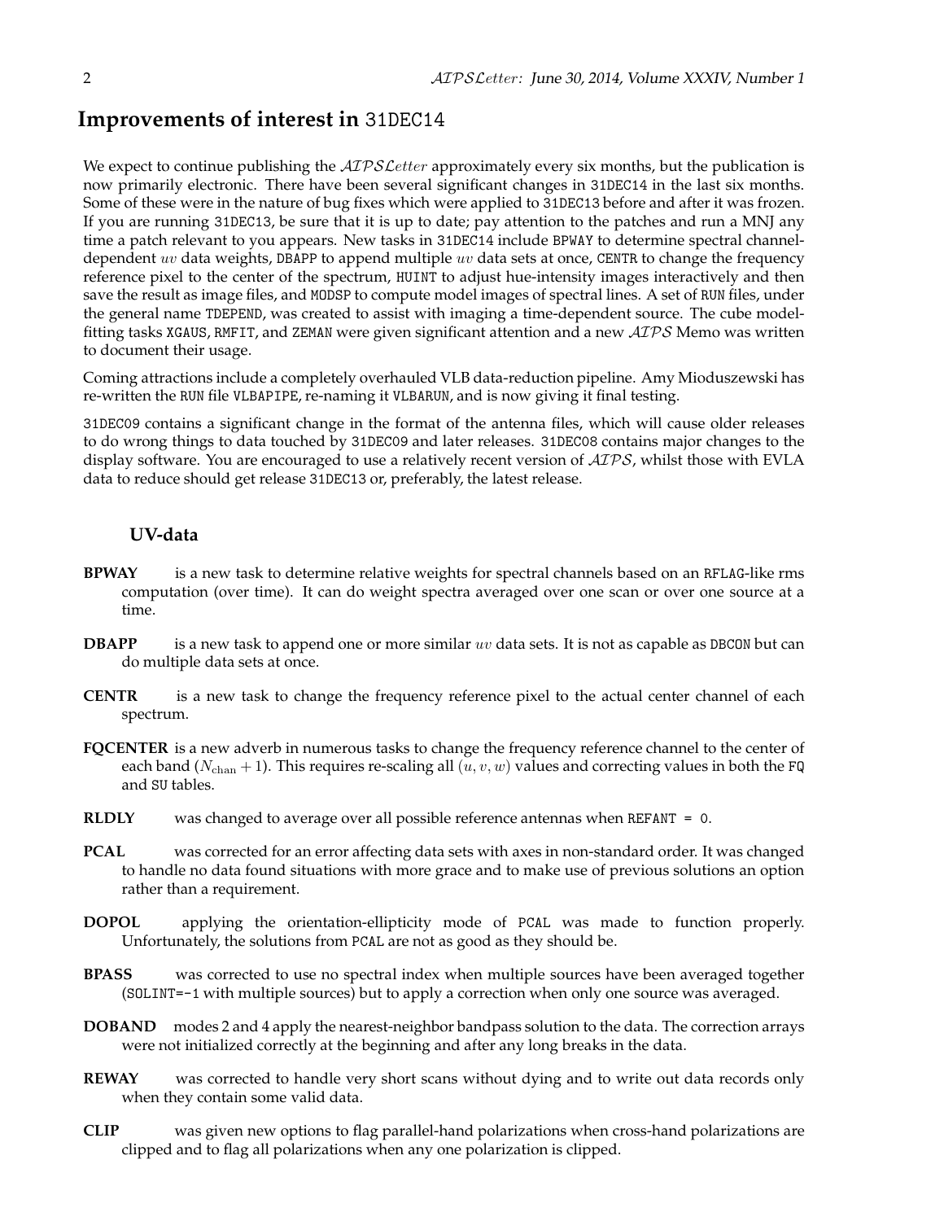## Improvements of interest in 31DEC14

We expect to continue publishing the *AIPSLetter* approximately every six months, but the publication is now primarily electronic. There have been several significant changes in 31DEC14 in the last six months. Some of these were in the nature of bug fixes which were applied to 31DEC13 before and after it was frozen. If you are running 31DEC13, be sure that it is up to date; pay attention to the patches and run a MNJ any time a patch relevant to you appears. New tasks in 31DEC14 include BPWAY to determine spectral channel-dependent *uv* data weights, DBAPP to append multiple *uv* data sets at once, CENTR to change the frequency reference pixel to the center of the spectrum, HUINT to adjust hue-intensity images interactively and then save the result as image files, and MODSP to compute model images of spectral lines. A set of RUN files, under the general name TDEPEND, was created to assist with imaging a time-dependent source. The cube model-fitting tasks XGAUS, RMFIT, and ZEMAN were given significant attention and a new *AIPS* Memo was written to document their usage.

Coming attractions include a completely overhauled VLB data-reduction pipeline. Amy Mioduszewski has re-written the RUN file VLBAPIPE, re-naming it VLBARUN, and is now giving it final testing.

31DEC09 contains a significant change in the format of the antenna files, which will cause older releases to do wrong things to data touched by 31DEC09 and later releases. 31DEC08 contains major changes to the display software. You are encouraged to use a relatively recent version of *AIPS*, whilst those with EVLA data to reduce should get release 31DEC13 or, preferably, the latest release.

### UV-data

**BPWAY** is a new task to determine relative weights for spectral channels based on an RFLAG-like rms computation (over time). It can do weight spectra averaged over one scan or over one source at a time.

**DBAPP** is a new task to append one or more similar *uv* data sets. It is not as capable as DBCON but can do multiple data sets at once.

**CENTR** is a new task to change the frequency reference pixel to the actual center channel of each spectrum.

**FQCENTER** is a new adverb in numerous tasks to change the frequency reference channel to the center of each band ($N_{\rm chan} + 1$). This requires re-scaling all $(u, v, w)$ values and correcting values in both the FQ and SU tables.

**RLDLY** was changed to average over all possible reference antennas when REFANT = 0.

**PCAL** was corrected for an error affecting data sets with axes in non-standard order. It was changed to handle no data found situations with more grace and to make use of previous solutions an option rather than a requirement.

**DOPOL** applying the orientation-ellipticity mode of PCAL was made to function properly. Unfortunately, the solutions from PCAL are not as good as they should be.

**BPASS** was corrected to use no spectral index when multiple sources have been averaged together (SOLINT=-1 with multiple sources) but to apply a correction when only one source was averaged.

**DOBAND** modes 2 and 4 apply the nearest-neighbor bandpass solution to the data. The correction arrays were not initialized correctly at the beginning and after any long breaks in the data.

**REWAY** was corrected to handle very short scans without dying and to write out data records only when they contain some valid data.

**CLIP** was given new options to flag parallel-hand polarizations when cross-hand polarizations are clipped and to flag all polarizations when any one polarization is clipped.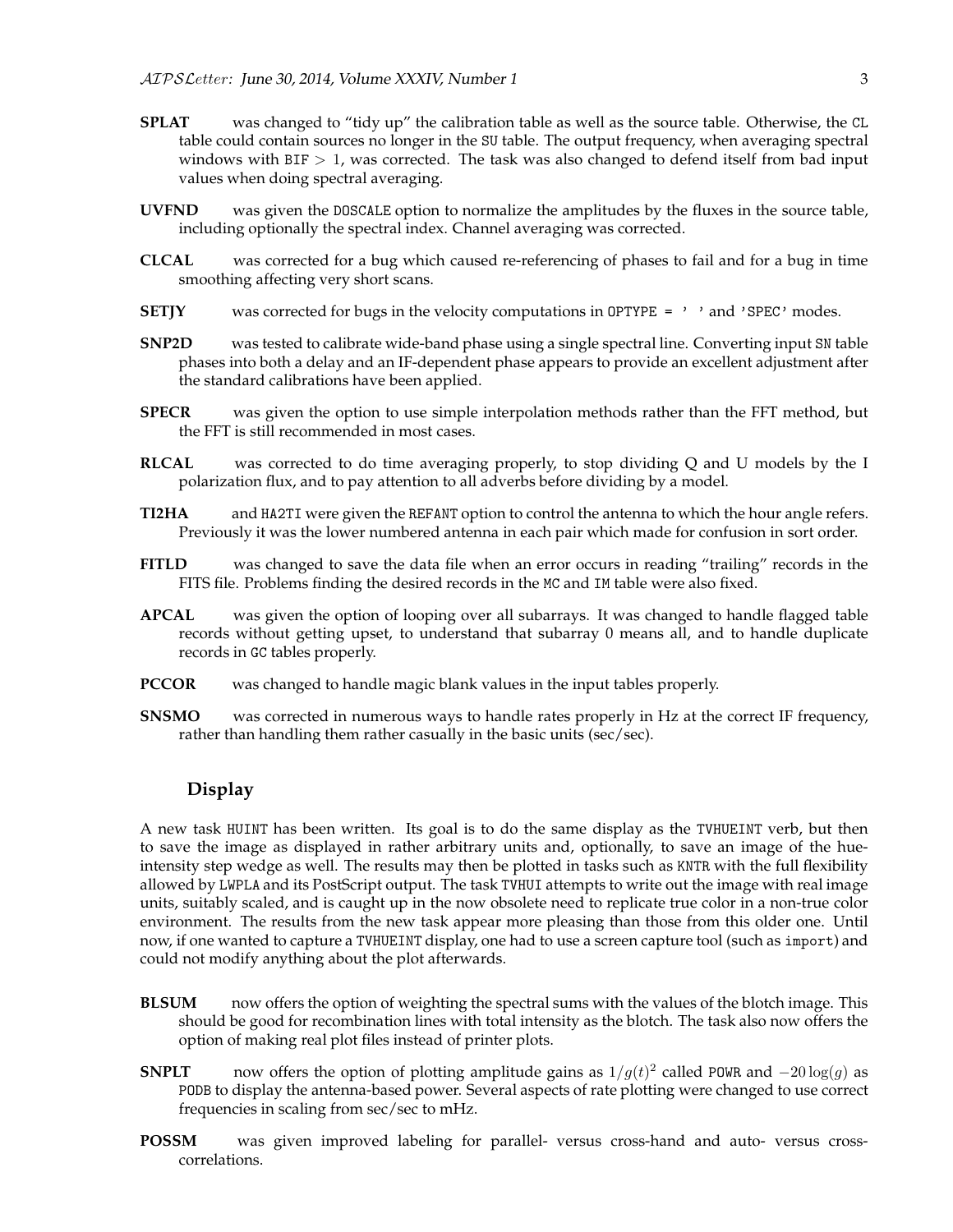**SPLAT** was changed to "tidy up" the calibration table as well as the source table. Otherwise, the CL table could contain sources no longer in the SU table. The output frequency, when averaging spectral windows with BIF $> 1$, was corrected. The task was also changed to defend itself from bad input values when doing spectral averaging.

**UVFND** was given the DOSCALE option to normalize the amplitudes by the fluxes in the source table, including optionally the spectral index. Channel averaging was corrected.

**CLCAL** was corrected for a bug which caused re-referencing of phases to fail and for a bug in time smoothing affecting very short scans.

**SETJY** was corrected for bugs in the velocity computations in OPTYPE = ' ' and 'SPEC' modes.

**SNP2D** was tested to calibrate wide-band phase using a single spectral line. Converting input SN table phases into both a delay and an IF-dependent phase appears to provide an excellent adjustment after the standard calibrations have been applied.

**SPECR** was given the option to use simple interpolation methods rather than the FFT method, but the FFT is still recommended in most cases.

**RLCAL** was corrected to do time averaging properly, to stop dividing Q and U models by the I polarization flux, and to pay attention to all adverbs before dividing by a model.

**TI2HA** and HA2TI were given the REFANT option to control the antenna to which the hour angle refers. Previously it was the lower numbered antenna in each pair which made for confusion in sort order.

**FITLD** was changed to save the data file when an error occurs in reading "trailing" records in the FITS file. Problems finding the desired records in the MC and IM table were also fixed.

**APCAL** was given the option of looping over all subarrays. It was changed to handle flagged table records without getting upset, to understand that subarray 0 means all, and to handle duplicate records in GC tables properly.

**PCCOR** was changed to handle magic blank values in the input tables properly.

**SNSMO** was corrected in numerous ways to handle rates properly in Hz at the correct IF frequency, rather than handling them rather casually in the basic units (sec/sec).

## Display

A new task HUINT has been written. Its goal is to do the same display as the TVHUEINT verb, but then to save the image as displayed in rather arbitrary units and, optionally, to save an image of the hue-intensity step wedge as well. The results may then be plotted in tasks such as KNTR with the full flexibility allowed by LWPLA and its PostScript output. The task TVHUI attempts to write out the image with real image units, suitably scaled, and is caught up in the now obsolete need to replicate true color in a non-true color environment. The results from the new task appear more pleasing than those from this older one. Until now, if one wanted to capture a TVHUEINT display, one had to use a screen capture tool (such as import) and could not modify anything about the plot afterwards.

**BLSUM** now offers the option of weighting the spectral sums with the values of the blotch image. This should be good for recombination lines with total intensity as the blotch. The task also now offers the option of making real plot files instead of printer plots.

**SNPLT** now offers the option of plotting amplitude gains as $1/g(t)^2$ called POWR and $-20\log(g)$ as PODB to display the antenna-based power. Several aspects of rate plotting were changed to use correct frequencies in scaling from sec/sec to mHz.

**POSSM** was given improved labeling for parallel- versus cross-hand and auto- versus cross-correlations.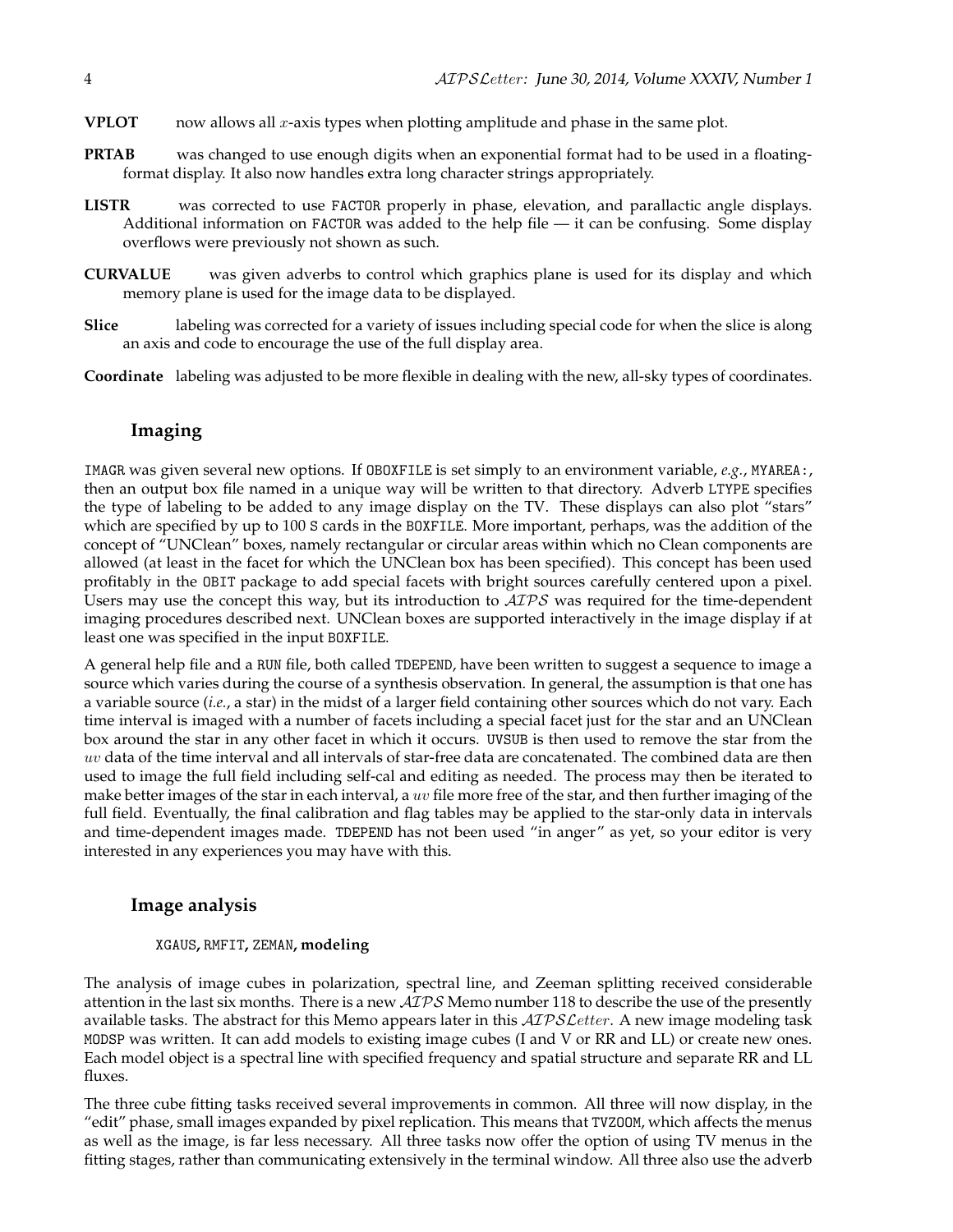**VPLOT** now allows all $x$-axis types when plotting amplitude and phase in the same plot.

**PRTAB** was changed to use enough digits when an exponential format had to be used in a floating-format display. It also now handles extra long character strings appropriately.

**LISTR** was corrected to use FACTOR properly in phase, elevation, and parallactic angle displays. Additional information on FACTOR was added to the help file — it can be confusing. Some display overflows were previously not shown as such.

**CURVALUE** was given adverbs to control which graphics plane is used for its display and which memory plane is used for the image data to be displayed.

**Slice** labeling was corrected for a variety of issues including special code for when the slice is along an axis and code to encourage the use of the full display area.

**Coordinate** labeling was adjusted to be more flexible in dealing with the new, all-sky types of coordinates.

## Imaging

IMAGR was given several new options. If OBOXFILE is set simply to an environment variable, *e.g.*, MYAREA:, then an output box file named in a unique way will be written to that directory. Adverb LTYPE specifies the type of labeling to be added to any image display on the TV. These displays can also plot "stars" which are specified by up to 100 S cards in the BOXFILE. More important, perhaps, was the addition of the concept of "UNClean" boxes, namely rectangular or circular areas within which no Clean components are allowed (at least in the facet for which the UNClean box has been specified). This concept has been used profitably in the OBIT package to add special facets with bright sources carefully centered upon a pixel. Users may use the concept this way, but its introduction to $\mathcal{AIPS}$ was required for the time-dependent imaging procedures described next. UNClean boxes are supported interactively in the image display if at least one was specified in the input BOXFILE.

A general help file and a RUN file, both called TDEPEND, have been written to suggest a sequence to image a source which varies during the course of a synthesis observation. In general, the assumption is that one has a variable source (*i.e.*, a star) in the midst of a larger field containing other sources which do not vary. Each time interval is imaged with a number of facets including a special facet just for the star and an UNClean box around the star in any other facet in which it occurs. UVSUB is then used to remove the star from the $uv$ data of the time interval and all intervals of star-free data are concatenated. The combined data are then used to image the full field including self-cal and editing as needed. The process may then be iterated to make better images of the star in each interval, a $uv$ file more free of the star, and then further imaging of the full field. Eventually, the final calibration and flag tables may be applied to the star-only data in intervals and time-dependent images made. TDEPEND has not been used "in anger" as yet, so your editor is very interested in any experiences you may have with this.

## Image analysis

### XGAUS, RMFIT, ZEMAN, modeling

The analysis of image cubes in polarization, spectral line, and Zeeman splitting received considerable attention in the last six months. There is a new $\mathcal{AIPS}$ Memo number 118 to describe the use of the presently available tasks. The abstract for this Memo appears later in this $\mathcal{AIPS}\mathcal{L}etter$. A new image modeling task MODSP was written. It can add models to existing image cubes (I and V or RR and LL) or create new ones. Each model object is a spectral line with specified frequency and spatial structure and separate RR and LL fluxes.

The three cube fitting tasks received several improvements in common. All three will now display, in the "edit" phase, small images expanded by pixel replication. This means that TVZOOM, which affects the menus as well as the image, is far less necessary. All three tasks now offer the option of using TV menus in the fitting stages, rather than communicating extensively in the terminal window. All three also use the adverb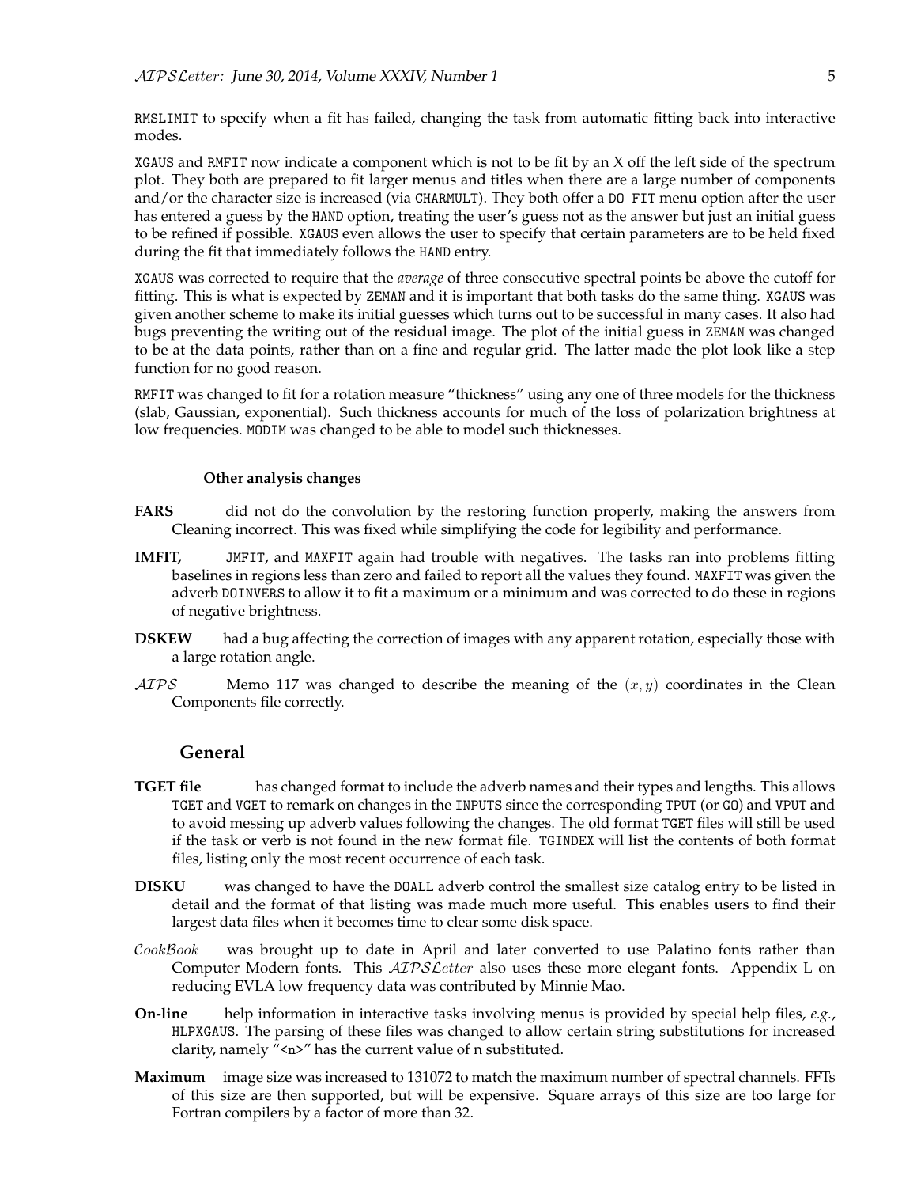RMSLIMIT to specify when a fit has failed, changing the task from automatic fitting back into interactive modes.

XGAUS and RMFIT now indicate a component which is not to be fit by an X off the left side of the spectrum plot. They both are prepared to fit larger menus and titles when there are a large number of components and/or the character size is increased (via CHARMULT). They both offer a DO FIT menu option after the user has entered a guess by the HAND option, treating the user's guess not as the answer but just an initial guess to be refined if possible. XGAUS even allows the user to specify that certain parameters are to be held fixed during the fit that immediately follows the HAND entry.

XGAUS was corrected to require that the *average* of three consecutive spectral points be above the cutoff for fitting. This is what is expected by ZEMAN and it is important that both tasks do the same thing. XGAUS was given another scheme to make its initial guesses which turns out to be successful in many cases. It also had bugs preventing the writing out of the residual image. The plot of the initial guess in ZEMAN was changed to be at the data points, rather than on a fine and regular grid. The latter made the plot look like a step function for no good reason.

RMFIT was changed to fit for a rotation measure "thickness" using any one of three models for the thickness (slab, Gaussian, exponential). Such thickness accounts for much of the loss of polarization brightness at low frequencies. MODIM was changed to be able to model such thicknesses.

#### Other analysis changes

- **FARS** did not do the convolution by the restoring function properly, making the answers from Cleaning incorrect. This was fixed while simplifying the code for legibility and performance.
- **IMFIT,** JMFIT, and MAXFIT again had trouble with negatives. The tasks ran into problems fitting baselines in regions less than zero and failed to report all the values they found. MAXFIT was given the adverb DOINVERS to allow it to fit a maximum or a minimum and was corrected to do these in regions of negative brightness.
- **DSKEW** had a bug affecting the correction of images with any apparent rotation, especially those with a large rotation angle.
- *AIPS* Memo 117 was changed to describe the meaning of the $(x, y)$ coordinates in the Clean Components file correctly.

### General

- **TGET file** has changed format to include the adverb names and their types and lengths. This allows TGET and VGET to remark on changes in the INPUTS since the corresponding TPUT (or GO) and VPUT and to avoid messing up adverb values following the changes. The old format TGET files will still be used if the task or verb is not found in the new format file. TGINDEX will list the contents of both format files, listing only the most recent occurrence of each task.
- **DISKU** was changed to have the DOALL adverb control the smallest size catalog entry to be listed in detail and the format of that listing was made much more useful. This enables users to find their largest data files when it becomes time to clear some disk space.
- *CookBook* was brought up to date in April and later converted to use Palatino fonts rather than Computer Modern fonts. This *AIPSLetter* also uses these more elegant fonts. Appendix L on reducing EVLA low frequency data was contributed by Minnie Mao.
- **On-line** help information in interactive tasks involving menus is provided by special help files, *e.g.*, HLPXGAUS. The parsing of these files was changed to allow certain string substitutions for increased clarity, namely "<n>" has the current value of n substituted.
- **Maximum** image size was increased to 131072 to match the maximum number of spectral channels. FFTs of this size are then supported, but will be expensive. Square arrays of this size are too large for Fortran compilers by a factor of more than 32.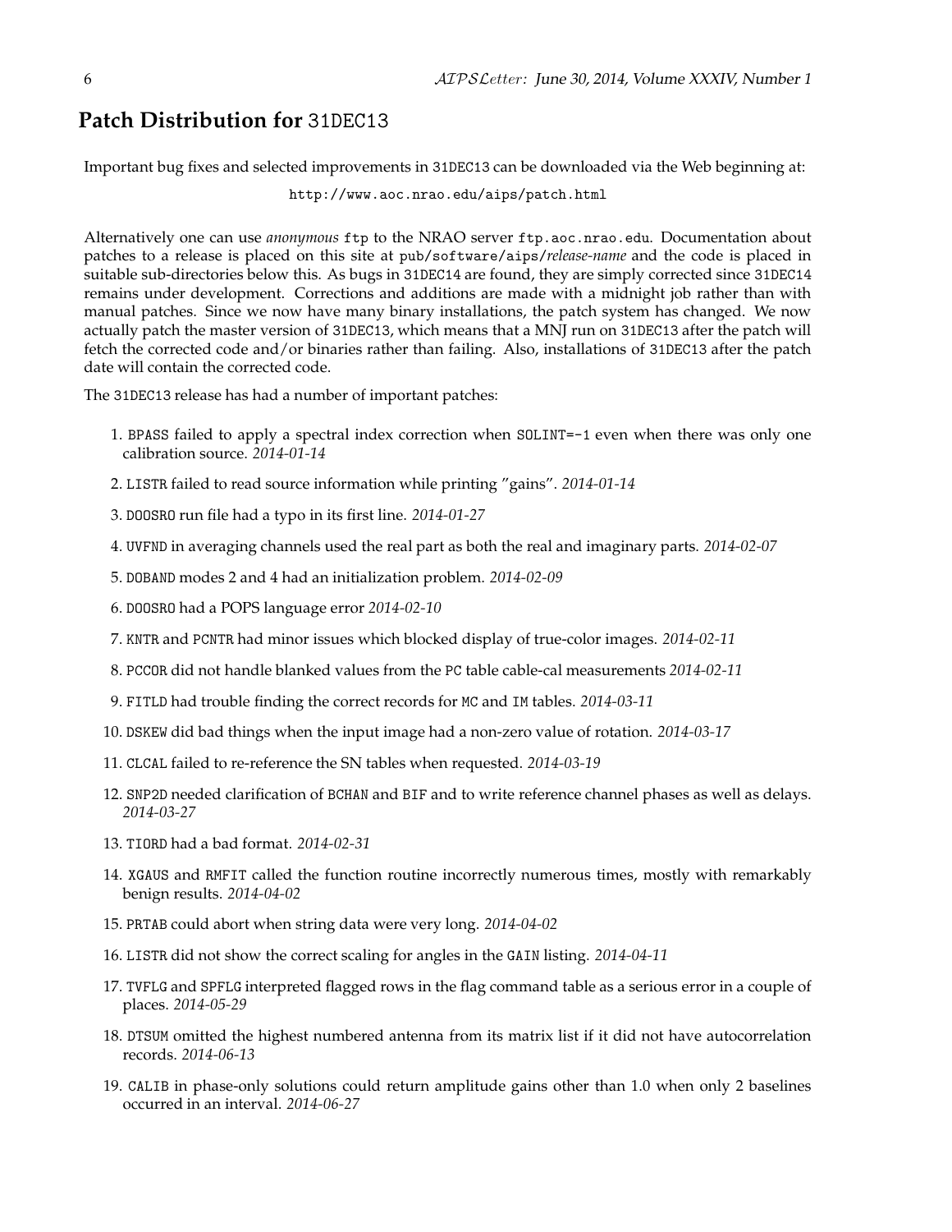## Patch Distribution for 31DEC13

Important bug fixes and selected improvements in 31DEC13 can be downloaded via the Web beginning at:

http://www.aoc.nrao.edu/aips/patch.html

Alternatively one can use *anonymous* ftp to the NRAO server ftp.aoc.nrao.edu. Documentation about patches to a release is placed on this site at pub/software/aips/*release-name* and the code is placed in suitable sub-directories below this. As bugs in 31DEC14 are found, they are simply corrected since 31DEC14 remains under development. Corrections and additions are made with a midnight job rather than with manual patches. Since we now have many binary installations, the patch system has changed. We now actually patch the master version of 31DEC13, which means that a MNJ run on 31DEC13 after the patch will fetch the corrected code and/or binaries rather than failing. Also, installations of 31DEC13 after the patch date will contain the corrected code.

The 31DEC13 release has had a number of important patches:

1. BPASS failed to apply a spectral index correction when SOLINT=-1 even when there was only one calibration source. *2014-01-14*
2. LISTR failed to read source information while printing "gains". *2014-01-14*
3. DOOSRO run file had a typo in its first line. *2014-01-27*
4. UVFND in averaging channels used the real part as both the real and imaginary parts. *2014-02-07*
5. DOBAND modes 2 and 4 had an initialization problem. *2014-02-09*
6. DOOSRO had a POPS language error *2014-02-10*
7. KNTR and PCNTR had minor issues which blocked display of true-color images. *2014-02-11*
8. PCCOR did not handle blanked values from the PC table cable-cal measurements *2014-02-11*
9. FITLD had trouble finding the correct records for MC and IM tables. *2014-03-11*
10. DSKEW did bad things when the input image had a non-zero value of rotation. *2014-03-17*
11. CLCAL failed to re-reference the SN tables when requested. *2014-03-19*
12. SNP2D needed clarification of BCHAN and BIF and to write reference channel phases as well as delays. *2014-03-27*
13. TIORD had a bad format. *2014-02-31*
14. XGAUS and RMFIT called the function routine incorrectly numerous times, mostly with remarkably benign results. *2014-04-02*
15. PRTAB could abort when string data were very long. *2014-04-02*
16. LISTR did not show the correct scaling for angles in the GAIN listing. *2014-04-11*
17. TVFLG and SPFLG interpreted flagged rows in the flag command table as a serious error in a couple of places. *2014-05-29*
18. DTSUM omitted the highest numbered antenna from its matrix list if it did not have autocorrelation records. *2014-06-13*
19. CALIB in phase-only solutions could return amplitude gains other than 1.0 when only 2 baselines occurred in an interval. *2014-06-27*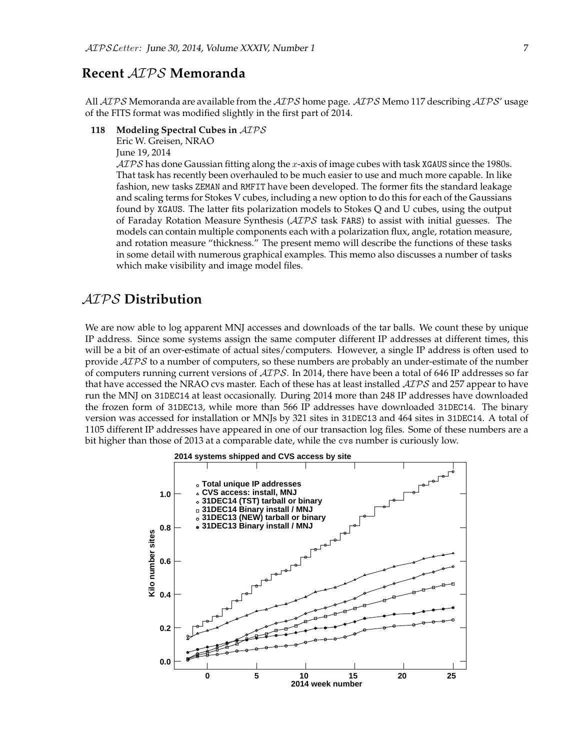## Recent *AIPS* Memoranda

All *AIPS* Memoranda are available from the *AIPS* home page. *AIPS* Memo 117 describing *AIPS*' usage of the FITS format was modified slightly in the first part of 2014.

**118 Modeling Spectral Cubes in *AIPS***
Eric W. Greisen, NRAO
June 19, 2014
*AIPS* has done Gaussian fitting along the $x$-axis of image cubes with task XGAUS since the 1980s. That task has recently been overhauled to be much easier to use and much more capable. In like fashion, new tasks ZEMAN and RMFIT have been developed. The former fits the standard leakage and scaling terms for Stokes V cubes, including a new option to do this for each of the Gaussians found by XGAUS. The latter fits polarization models to Stokes Q and U cubes, using the output of Faraday Rotation Measure Synthesis (*AIPS* task FARS) to assist with initial guesses. The models can contain multiple components each with a polarization flux, angle, rotation measure, and rotation measure "thickness." The present memo will describe the functions of these tasks in some detail with numerous graphical examples. This memo also discusses a number of tasks which make visibility and image model files.

## *AIPS* Distribution

We are now able to log apparent MNJ accesses and downloads of the tar balls. We count these by unique IP address. Since some systems assign the same computer different IP addresses at different times, this will be a bit of an over-estimate of actual sites/computers. However, a single IP address is often used to provide *AIPS* to a number of computers, so these numbers are probably an under-estimate of the number of computers running current versions of *AIPS*. In 2014, there have been a total of 646 IP addresses so far that have accessed the NRAO cvs master. Each of these has at least installed *AIPS* and 257 appear to have run the MNJ on 31DEC14 at least occasionally. During 2014 more than 248 IP addresses have downloaded the frozen form of 31DEC13, while more than 566 IP addresses have downloaded 31DEC14. The binary version was accessed for installation or MNJs by 321 sites in 31DEC13 and 464 sites in 31DEC14. A total of 1105 different IP addresses have appeared in one of our transaction log files. Some of these numbers are a bit higher than those of 2013 at a comparable date, while the cvs number is curiously low.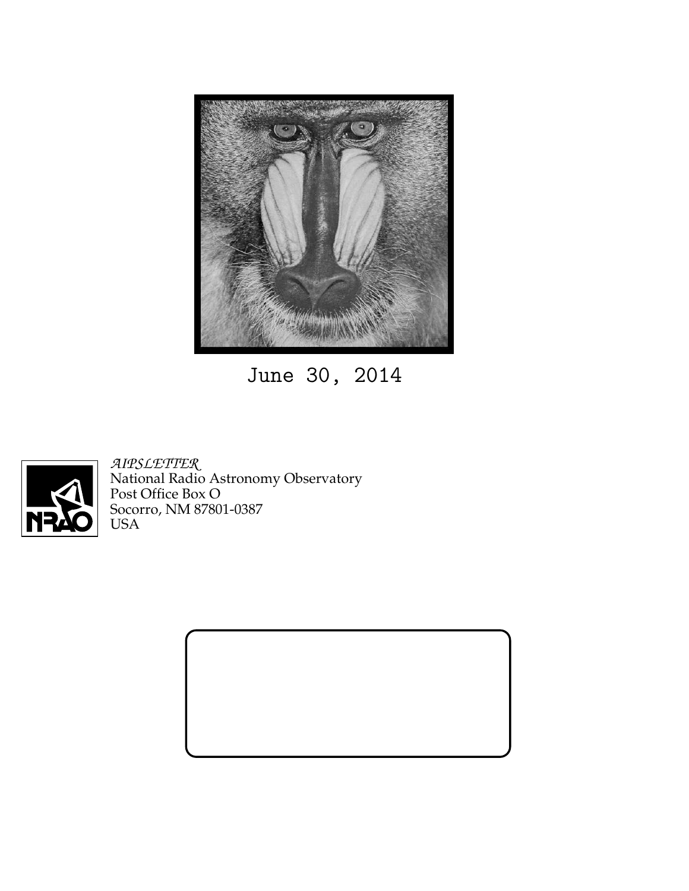June 30, 2014

*AIPSLETTER*
National Radio Astronomy Observatory
Post Office Box O
Socorro, NM 87801-0387
USA